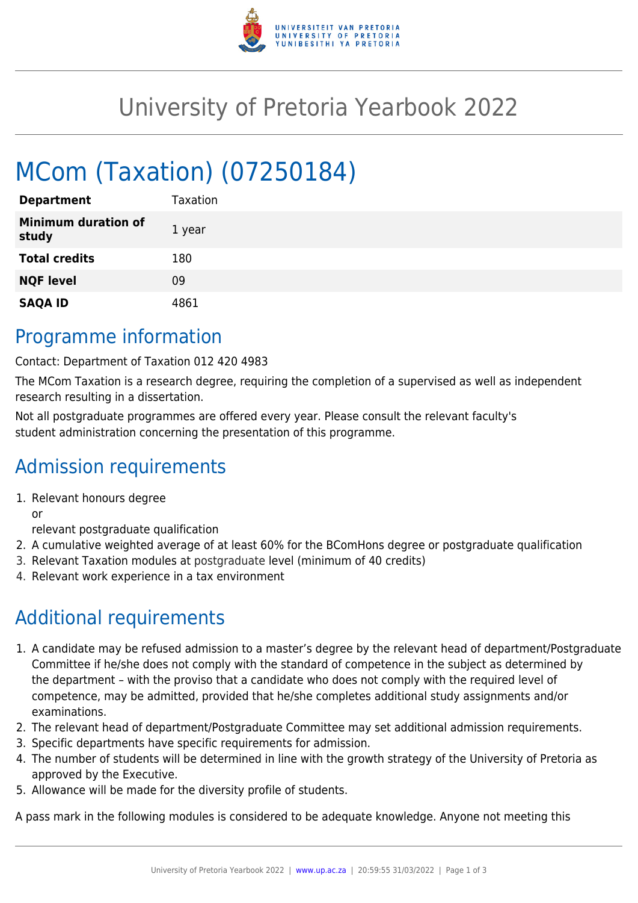# University of Pretoria Yearbook 2022

# MCom (Taxation) (07250184)

| | |
|---|---|
| **Department** | Taxation |
| **Minimum duration of study** | 1 year |
| **Total credits** | 180 |
| **NQF level** | 09 |
| **SAQA ID** | 4861 |

## Programme information

Contact: Department of Taxation 012 420 4983

The MCom Taxation is a research degree, requiring the completion of a supervised as well as independent research resulting in a dissertation.

Not all postgraduate programmes are offered every year. Please consult the relevant faculty's student administration concerning the presentation of this programme.

## Admission requirements

1. Relevant honours degree
   or
   relevant postgraduate qualification
2. A cumulative weighted average of at least 60% for the BComHons degree or postgraduate qualification
3. Relevant Taxation modules at postgraduate level (minimum of 40 credits)
4. Relevant work experience in a tax environment

## Additional requirements

1. A candidate may be refused admission to a master's degree by the relevant head of department/Postgraduate Committee if he/she does not comply with the standard of competence in the subject as determined by the department – with the proviso that a candidate who does not comply with the required level of competence, may be admitted, provided that he/she completes additional study assignments and/or examinations.
2. The relevant head of department/Postgraduate Committee may set additional admission requirements.
3. Specific departments have specific requirements for admission.
4. The number of students will be determined in line with the growth strategy of the University of Pretoria as approved by the Executive.
5. Allowance will be made for the diversity profile of students.

A pass mark in the following modules is considered to be adequate knowledge. Anyone not meeting this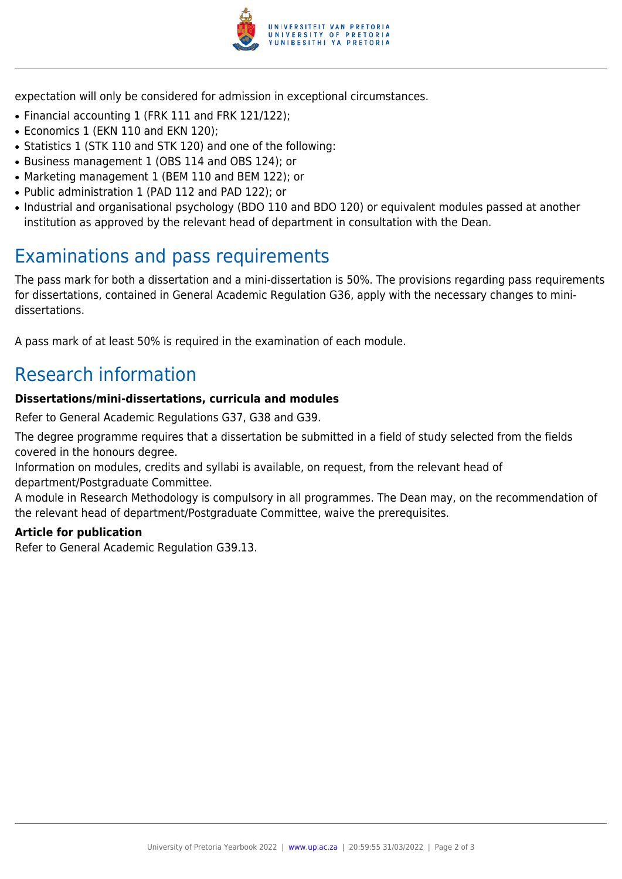expectation will only be considered for admission in exceptional circumstances.

- Financial accounting 1 (FRK 111 and FRK 121/122);
- Economics 1 (EKN 110 and EKN 120);
- Statistics 1 (STK 110 and STK 120) and one of the following:
- Business management 1 (OBS 114 and OBS 124); or
- Marketing management 1 (BEM 110 and BEM 122); or
- Public administration 1 (PAD 112 and PAD 122); or
- Industrial and organisational psychology (BDO 110 and BDO 120) or equivalent modules passed at another institution as approved by the relevant head of department in consultation with the Dean.

## Examinations and pass requirements

The pass mark for both a dissertation and a mini-dissertation is 50%. The provisions regarding pass requirements for dissertations, contained in General Academic Regulation G36, apply with the necessary changes to mini-dissertations.

A pass mark of at least 50% is required in the examination of each module.

## Research information

**Dissertations/mini-dissertations, curricula and modules**

Refer to General Academic Regulations G37, G38 and G39.

The degree programme requires that a dissertation be submitted in a field of study selected from the fields covered in the honours degree.
Information on modules, credits and syllabi is available, on request, from the relevant head of department/Postgraduate Committee.
A module in Research Methodology is compulsory in all programmes. The Dean may, on the recommendation of the relevant head of department/Postgraduate Committee, waive the prerequisites.

**Article for publication**

Refer to General Academic Regulation G39.13.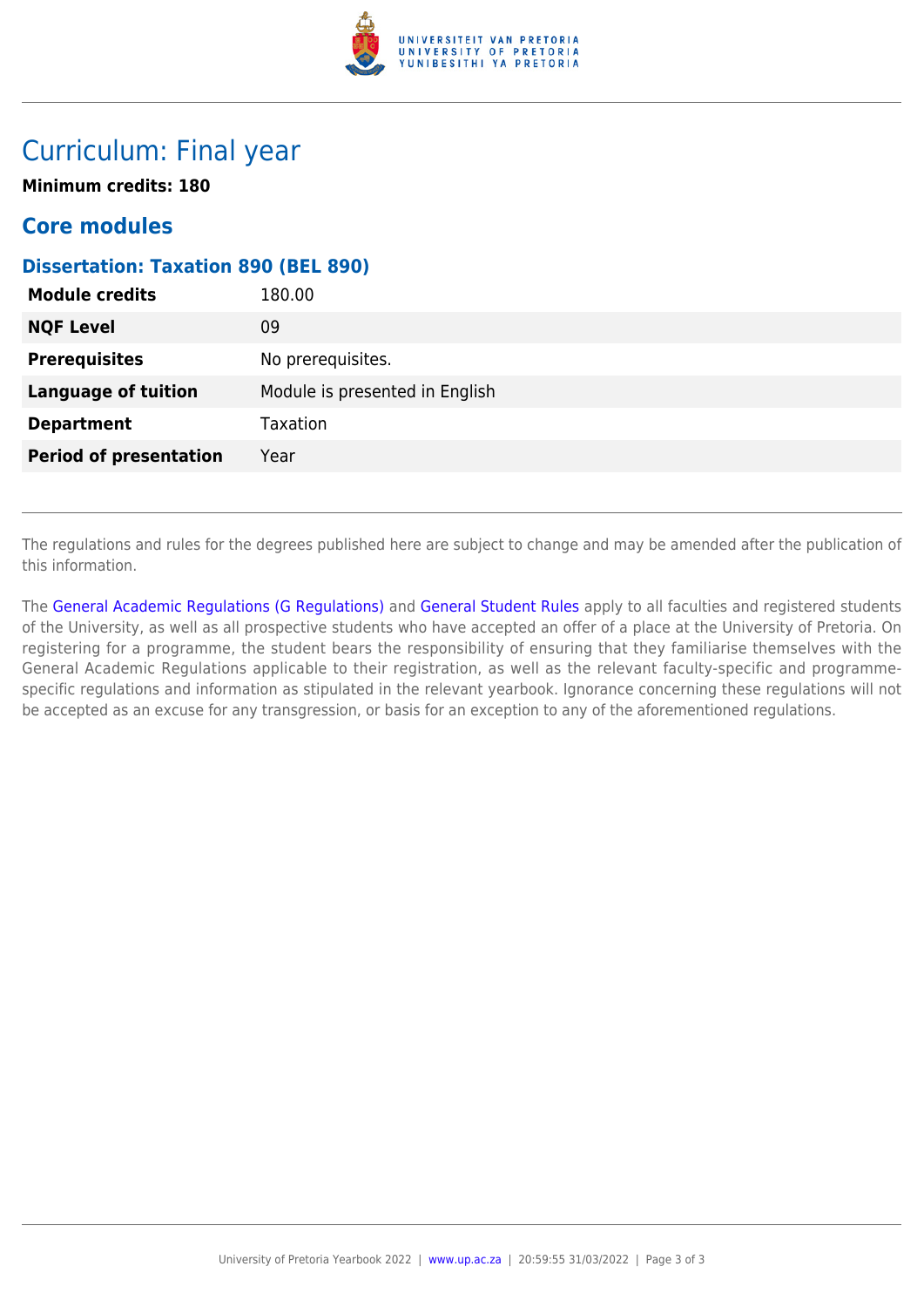# Curriculum: Final year

**Minimum credits: 180**

## Core modules

### Dissertation: Taxation 890 (BEL 890)

| | |
|---|---|
| **Module credits** | 180.00 |
| **NQF Level** | 09 |
| **Prerequisites** | No prerequisites. |
| **Language of tuition** | Module is presented in English |
| **Department** | Taxation |
| **Period of presentation** | Year |

The regulations and rules for the degrees published here are subject to change and may be amended after the publication of this information.

The General Academic Regulations (G Regulations) and General Student Rules apply to all faculties and registered students of the University, as well as all prospective students who have accepted an offer of a place at the University of Pretoria. On registering for a programme, the student bears the responsibility of ensuring that they familiarise themselves with the General Academic Regulations applicable to their registration, as well as the relevant faculty-specific and programme-specific regulations and information as stipulated in the relevant yearbook. Ignorance concerning these regulations will not be accepted as an excuse for any transgression, or basis for an exception to any of the aforementioned regulations.